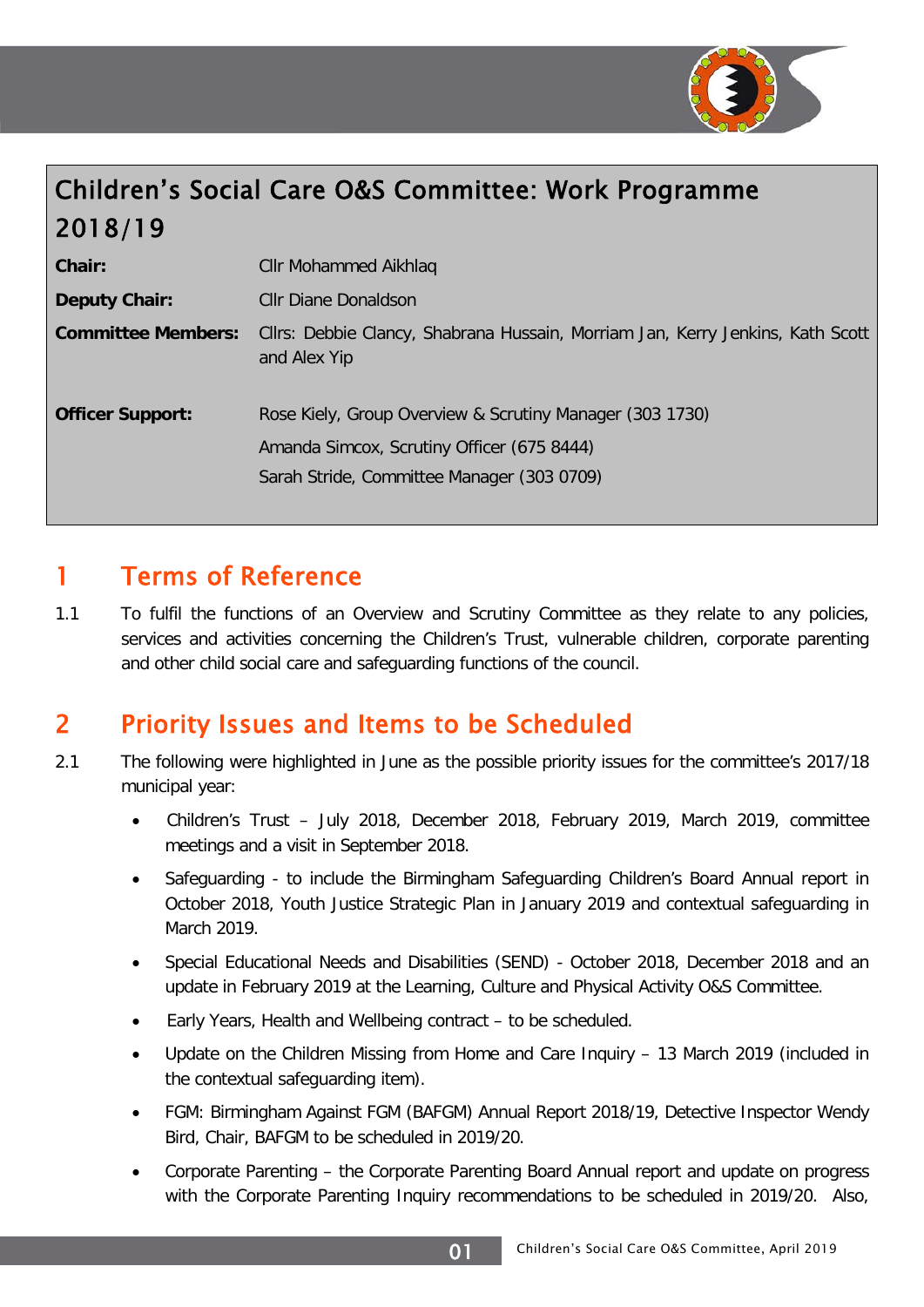# Children's Social Care O&S Committee: Work Programme 2018/19

| | |
|---|---|
| **Chair:** | Cllr Mohammed Aikhlaq |
| **Deputy Chair:** | Cllr Diane Donaldson |
| **Committee Members:** | Cllrs: Debbie Clancy, Shabrana Hussain, Morriam Jan, Kerry Jenkins, Kath Scott and Alex Yip |
| **Officer Support:** | Rose Kiely, Group Overview & Scrutiny Manager (303 1730)<br>Amanda Simcox, Scrutiny Officer (675 8444)<br>Sarah Stride, Committee Manager (303 0709) |

## 1 Terms of Reference

1.1 To fulfil the functions of an Overview and Scrutiny Committee as they relate to any policies, services and activities concerning the Children's Trust, vulnerable children, corporate parenting and other child social care and safeguarding functions of the council.

## 2 Priority Issues and Items to be Scheduled

2.1 The following were highlighted in June as the possible priority issues for the committee's 2017/18 municipal year:

- Children's Trust – July 2018, December 2018, February 2019, March 2019, committee meetings and a visit in September 2018.
- Safeguarding - to include the Birmingham Safeguarding Children's Board Annual report in October 2018, Youth Justice Strategic Plan in January 2019 and contextual safeguarding in March 2019.
- Special Educational Needs and Disabilities (SEND) - October 2018, December 2018 and an update in February 2019 at the Learning, Culture and Physical Activity O&S Committee.
- Early Years, Health and Wellbeing contract – to be scheduled.
- Update on the Children Missing from Home and Care Inquiry – 13 March 2019 (included in the contextual safeguarding item).
- FGM: Birmingham Against FGM (BAFGM) Annual Report 2018/19, Detective Inspector Wendy Bird, Chair, BAFGM to be scheduled in 2019/20.
- Corporate Parenting – the Corporate Parenting Board Annual report and update on progress with the Corporate Parenting Inquiry recommendations to be scheduled in 2019/20. Also,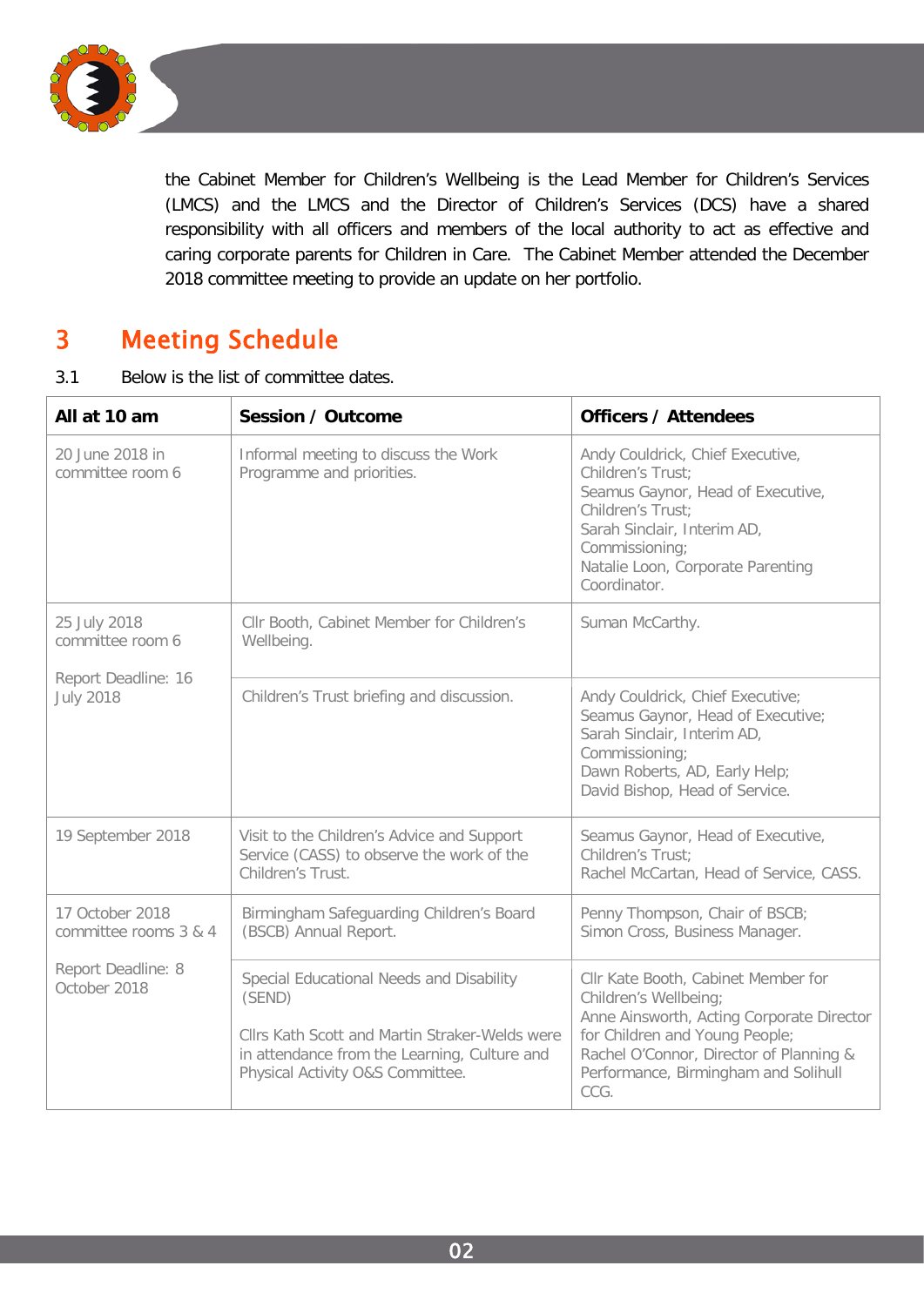the Cabinet Member for Children's Wellbeing is the Lead Member for Children's Services (LMCS) and the LMCS and the Director of Children's Services (DCS) have a shared responsibility with all officers and members of the local authority to act as effective and caring corporate parents for Children in Care. The Cabinet Member attended the December 2018 committee meeting to provide an update on her portfolio.

## 3 Meeting Schedule

3.1 Below is the list of committee dates.

| All at 10 am | Session / Outcome | Officers / Attendees |
|---|---|---|
| 20 June 2018 in committee room 6 | Informal meeting to discuss the Work Programme and priorities. | Andy Couldrick, Chief Executive, Children's Trust; Seamus Gaynor, Head of Executive, Children's Trust; Sarah Sinclair, Interim AD, Commissioning; Natalie Loon, Corporate Parenting Coordinator. |
| 25 July 2018 committee room 6<br><br>Report Deadline: 16 July 2018 | Cllr Booth, Cabinet Member for Children's Wellbeing. | Suman McCarthy. |
| | Children's Trust briefing and discussion. | Andy Couldrick, Chief Executive; Seamus Gaynor, Head of Executive; Sarah Sinclair, Interim AD, Commissioning; Dawn Roberts, AD, Early Help; David Bishop, Head of Service. |
| 19 September 2018 | Visit to the Children's Advice and Support Service (CASS) to observe the work of the Children's Trust. | Seamus Gaynor, Head of Executive, Children's Trust; Rachel McCartan, Head of Service, CASS. |
| 17 October 2018 committee rooms 3 & 4<br><br>Report Deadline: 8 October 2018 | Birmingham Safeguarding Children's Board (BSCB) Annual Report. | Penny Thompson, Chair of BSCB; Simon Cross, Business Manager. |
| | Special Educational Needs and Disability (SEND)<br><br>Cllrs Kath Scott and Martin Straker-Welds were in attendance from the Learning, Culture and Physical Activity O&S Committee. | Cllr Kate Booth, Cabinet Member for Children's Wellbeing; Anne Ainsworth, Acting Corporate Director for Children and Young People; Rachel O'Connor, Director of Planning & Performance, Birmingham and Solihull CCG. |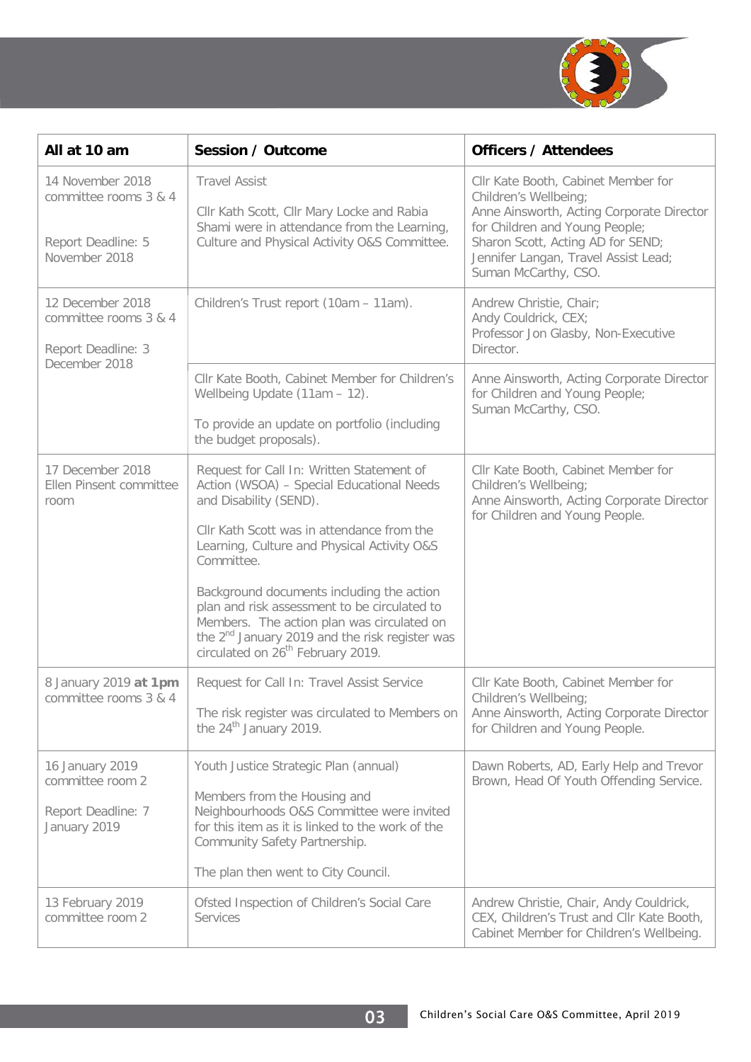| All at 10 am | Session / Outcome | Officers / Attendees |
|---|---|---|
| 14 November 2018 committee rooms 3 & 4<br><br>Report Deadline: 5 November 2018 | Travel Assist<br><br>Cllr Kath Scott, Cllr Mary Locke and Rabia Shami were in attendance from the Learning, Culture and Physical Activity O&S Committee. | Cllr Kate Booth, Cabinet Member for Children's Wellbeing;<br>Anne Ainsworth, Acting Corporate Director for Children and Young People;<br>Sharon Scott, Acting AD for SEND;<br>Jennifer Langan, Travel Assist Lead;<br>Suman McCarthy, CSO. |
| 12 December 2018 committee rooms 3 & 4<br><br>Report Deadline: 3 December 2018 | Children's Trust report (10am – 11am). | Andrew Christie, Chair;<br>Andy Couldrick, CEX;<br>Professor Jon Glasby, Non-Executive Director. |
| | Cllr Kate Booth, Cabinet Member for Children's Wellbeing Update (11am – 12).<br><br>To provide an update on portfolio (including the budget proposals). | Anne Ainsworth, Acting Corporate Director for Children and Young People;<br>Suman McCarthy, CSO. |
| 17 December 2018 Ellen Pinsent committee room | Request for Call In: Written Statement of Action (WSOA) – Special Educational Needs and Disability (SEND).<br><br>Cllr Kath Scott was in attendance from the Learning, Culture and Physical Activity O&S Committee.<br><br>Background documents including the action plan and risk assessment to be circulated to Members. The action plan was circulated on the 2nd January 2019 and the risk register was circulated on 26th February 2019. | Cllr Kate Booth, Cabinet Member for Children's Wellbeing;<br>Anne Ainsworth, Acting Corporate Director for Children and Young People. |
| 8 January 2019 **at 1pm** committee rooms 3 & 4 | Request for Call In: Travel Assist Service<br><br>The risk register was circulated to Members on the 24th January 2019. | Cllr Kate Booth, Cabinet Member for Children's Wellbeing;<br>Anne Ainsworth, Acting Corporate Director for Children and Young People. |
| 16 January 2019 committee room 2<br><br>Report Deadline: 7 January 2019 | Youth Justice Strategic Plan (annual)<br><br>Members from the Housing and Neighbourhoods O&S Committee were invited for this item as it is linked to the work of the Community Safety Partnership.<br><br>The plan then went to City Council. | Dawn Roberts, AD, Early Help and Trevor Brown, Head Of Youth Offending Service. |
| 13 February 2019 committee room 2 | Ofsted Inspection of Children's Social Care Services | Andrew Christie, Chair, Andy Couldrick, CEX, Children's Trust and Cllr Kate Booth, Cabinet Member for Children's Wellbeing. |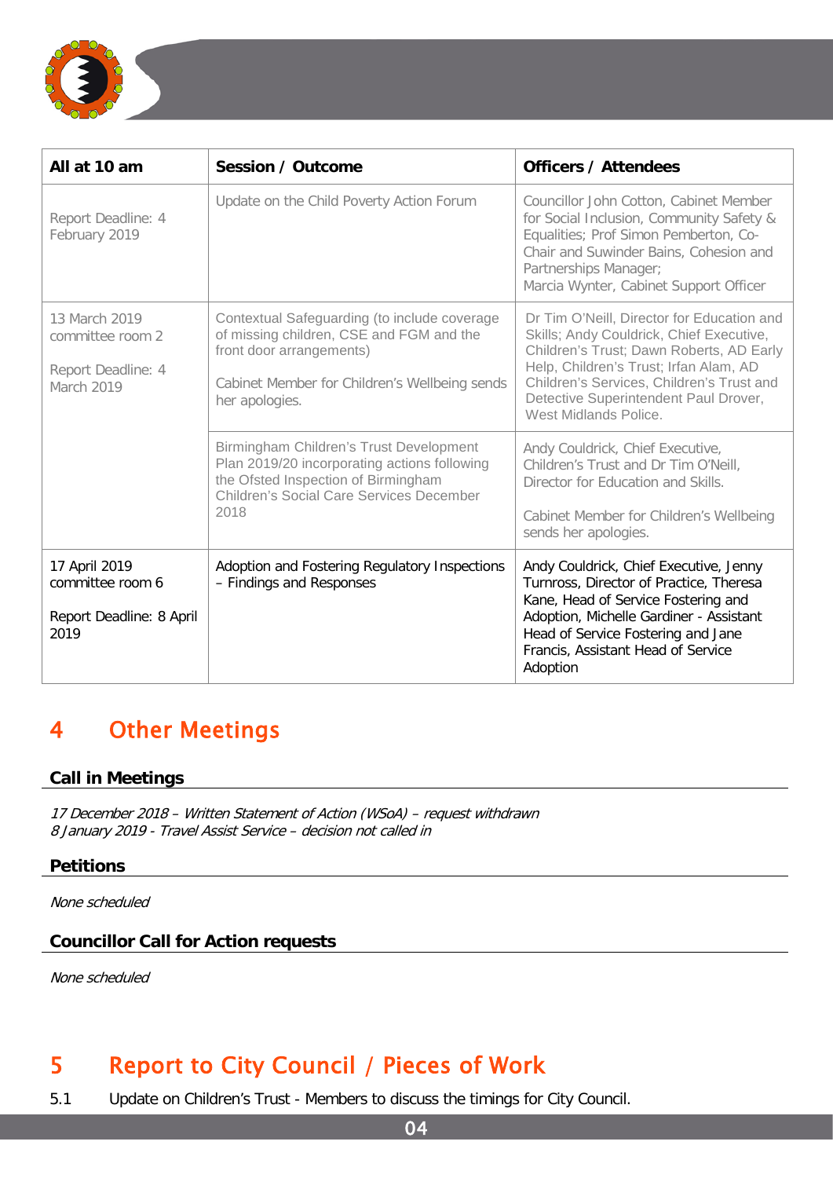| All at 10 am | Session / Outcome | Officers / Attendees |
|---|---|---|
| Report Deadline: 4 February 2019 | Update on the Child Poverty Action Forum | Councillor John Cotton, Cabinet Member for Social Inclusion, Community Safety & Equalities; Prof Simon Pemberton, Co-Chair and Suwinder Bains, Cohesion and Partnerships Manager;<br>Marcia Wynter, Cabinet Support Officer |
| 13 March 2019<br>committee room 2<br><br>Report Deadline: 4 March 2019 | Contextual Safeguarding (to include coverage of missing children, CSE and FGM and the front door arrangements)<br><br>Cabinet Member for Children's Wellbeing sends her apologies. | Dr Tim O'Neill, Director for Education and Skills; Andy Couldrick, Chief Executive, Children's Trust; Dawn Roberts, AD Early Help, Children's Trust; Irfan Alam, AD Children's Services, Children's Trust and Detective Superintendent Paul Drover, West Midlands Police. |
| | Birmingham Children's Trust Development Plan 2019/20 incorporating actions following the Ofsted Inspection of Birmingham Children's Social Care Services December 2018 | Andy Couldrick, Chief Executive, Children's Trust and Dr Tim O'Neill, Director for Education and Skills.<br><br>Cabinet Member for Children's Wellbeing sends her apologies. |
| 17 April 2019<br>committee room 6<br><br>Report Deadline: 8 April 2019 | Adoption and Fostering Regulatory Inspections – Findings and Responses | Andy Couldrick, Chief Executive, Jenny Turnross, Director of Practice, Theresa Kane, Head of Service Fostering and Adoption, Michelle Gardiner - Assistant Head of Service Fostering and Jane Francis, Assistant Head of Service Adoption |

# 4 Other Meetings

### Call in Meetings

*17 December 2018 – Written Statement of Action (WSoA) – request withdrawn*
*8 January 2019 - Travel Assist Service – decision not called in*

### Petitions

*None scheduled*

### Councillor Call for Action requests

*None scheduled*

# 5 Report to City Council / Pieces of Work

5.1 Update on Children's Trust - Members to discuss the timings for City Council.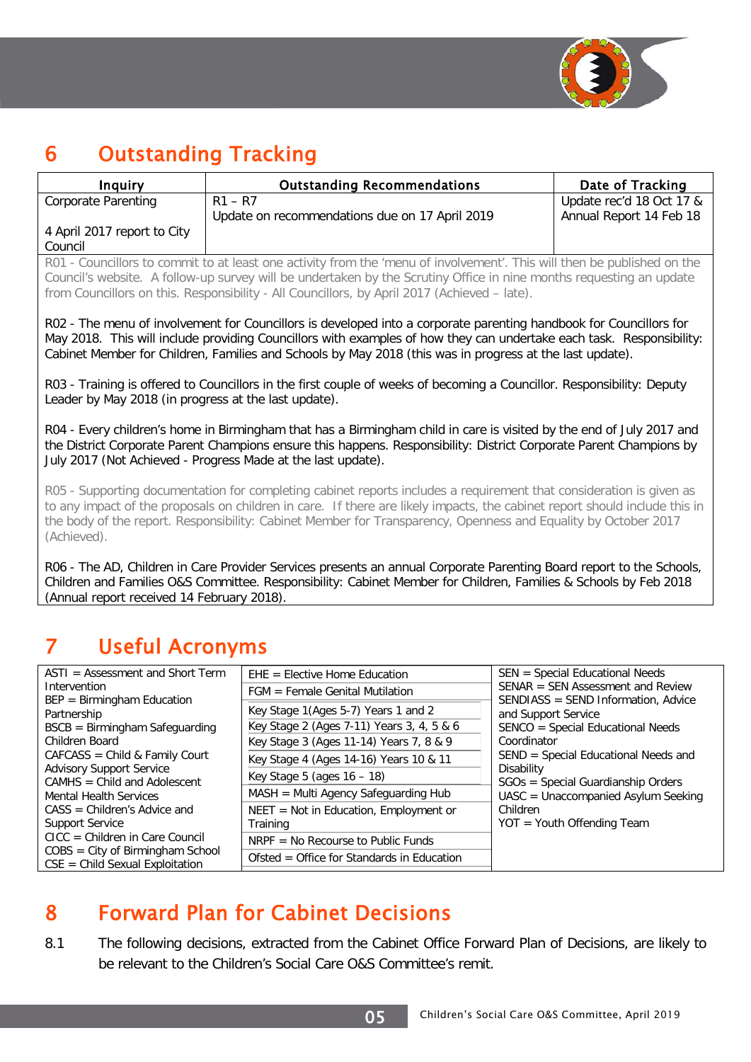# 6 Outstanding Tracking

| Inquiry | Outstanding Recommendations | Date of Tracking |
|---|---|---|
| Corporate Parenting<br><br>4 April 2017 report to City Council | R1 – R7<br>Update on recommendations due on 17 April 2019 | Update rec'd 18 Oct 17 & Annual Report 14 Feb 18 |

R01 - Councillors to commit to at least one activity from the 'menu of involvement'. This will then be published on the Council's website. A follow-up survey will be undertaken by the Scrutiny Office in nine months requesting an update from Councillors on this. Responsibility - All Councillors, by April 2017 (Achieved – late).

R02 - The menu of involvement for Councillors is developed into a corporate parenting handbook for Councillors for May 2018. This will include providing Councillors with examples of how they can undertake each task. Responsibility: Cabinet Member for Children, Families and Schools by May 2018 (this was in progress at the last update).

R03 - Training is offered to Councillors in the first couple of weeks of becoming a Councillor. Responsibility: Deputy Leader by May 2018 (in progress at the last update).

R04 - Every children's home in Birmingham that has a Birmingham child in care is visited by the end of July 2017 and the District Corporate Parent Champions ensure this happens. Responsibility: District Corporate Parent Champions by July 2017 (Not Achieved - Progress Made at the last update).

R05 - Supporting documentation for completing cabinet reports includes a requirement that consideration is given as to any impact of the proposals on children in care. If there are likely impacts, the cabinet report should include this in the body of the report. Responsibility: Cabinet Member for Transparency, Openness and Equality by October 2017 (Achieved).

R06 - The AD, Children in Care Provider Services presents an annual Corporate Parenting Board report to the Schools, Children and Families O&S Committee. Responsibility: Cabinet Member for Children, Families & Schools by Feb 2018 (Annual report received 14 February 2018).

# 7 Useful Acronyms

ASTI = Assessment and Short Term Intervention
BEP = Birmingham Education Partnership
BSCB = Birmingham Safeguarding Children Board
CAFCASS = Child & Family Court Advisory Support Service
CAMHS = Child and Adolescent Mental Health Services
CASS = Children's Advice and Support Service
CICC = Children in Care Council
COBS = City of Birmingham School
CSE = Child Sexual Exploitation

EHE = Elective Home Education
FGM = Female Genital Mutilation
Key Stage 1(Ages 5-7) Years 1 and 2
Key Stage 2 (Ages 7-11) Years 3, 4, 5 & 6
Key Stage 3 (Ages 11-14) Years 7, 8 & 9
Key Stage 4 (Ages 14-16) Years 10 & 11
Key Stage 5 (ages 16 – 18)
MASH = Multi Agency Safeguarding Hub
NEET = Not in Education, Employment or Training
NRPF = No Recourse to Public Funds
Ofsted = Office for Standards in Education

SEN = Special Educational Needs
SENAR = SEN Assessment and Review
SENDIASS = SEND Information, Advice and Support Service
SENCO = Special Educational Needs Coordinator
SEND = Special Educational Needs and Disability
SGOs = Special Guardianship Orders
UASC = Unaccompanied Asylum Seeking Children
YOT = Youth Offending Team

# 8 Forward Plan for Cabinet Decisions

8.1 The following decisions, extracted from the Cabinet Office Forward Plan of Decisions, are likely to be relevant to the Children's Social Care O&S Committee's remit.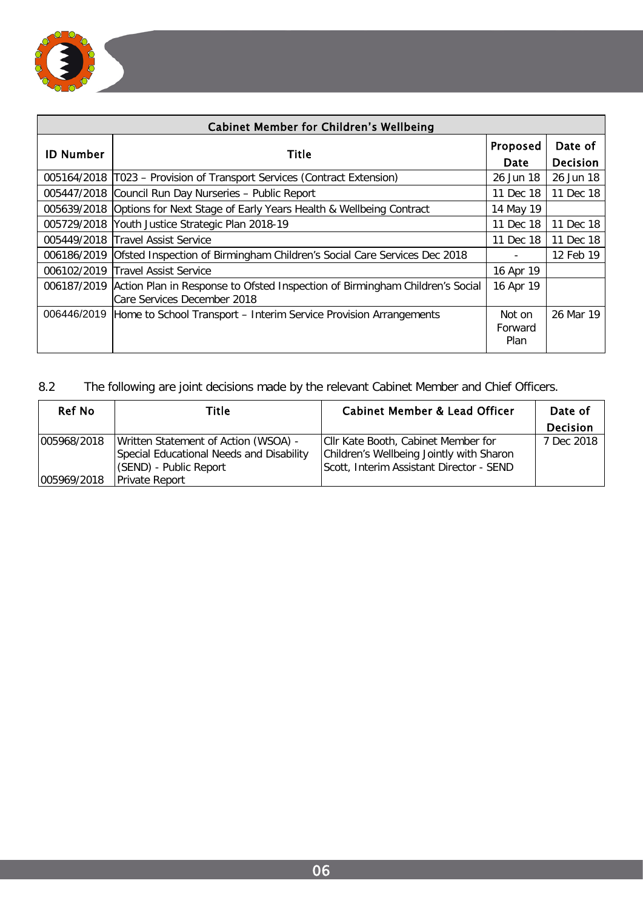| Cabinet Member for Children's Wellbeing | | | |
|---|---|---|---|
| **ID Number** | **Title** | **Proposed Date** | **Date of Decision** |
| 005164/2018 | T023 – Provision of Transport Services (Contract Extension) | 26 Jun 18 | 26 Jun 18 |
| 005447/2018 | Council Run Day Nurseries – Public Report | 11 Dec 18 | 11 Dec 18 |
| 005639/2018 | Options for Next Stage of Early Years Health & Wellbeing Contract | 14 May 19 | |
| 005729/2018 | Youth Justice Strategic Plan 2018-19 | 11 Dec 18 | 11 Dec 18 |
| 005449/2018 | Travel Assist Service | 11 Dec 18 | 11 Dec 18 |
| 006186/2019 | Ofsted Inspection of Birmingham Children's Social Care Services Dec 2018 | - | 12 Feb 19 |
| 006102/2019 | Travel Assist Service | 16 Apr 19 | |
| 006187/2019 | Action Plan in Response to Ofsted Inspection of Birmingham Children's Social Care Services December 2018 | 16 Apr 19 | |
| 006446/2019 | Home to School Transport – Interim Service Provision Arrangements | Not on Forward Plan | 26 Mar 19 |

8.2 The following are joint decisions made by the relevant Cabinet Member and Chief Officers.

| Ref No | Title | Cabinet Member & Lead Officer | Date of Decision |
|---|---|---|---|
| 005968/2018<br><br>005969/2018 | Written Statement of Action (WSOA) - Special Educational Needs and Disability (SEND) - Public Report<br>Private Report | Cllr Kate Booth, Cabinet Member for Children's Wellbeing Jointly with Sharon Scott, Interim Assistant Director - SEND | 7 Dec 2018 |